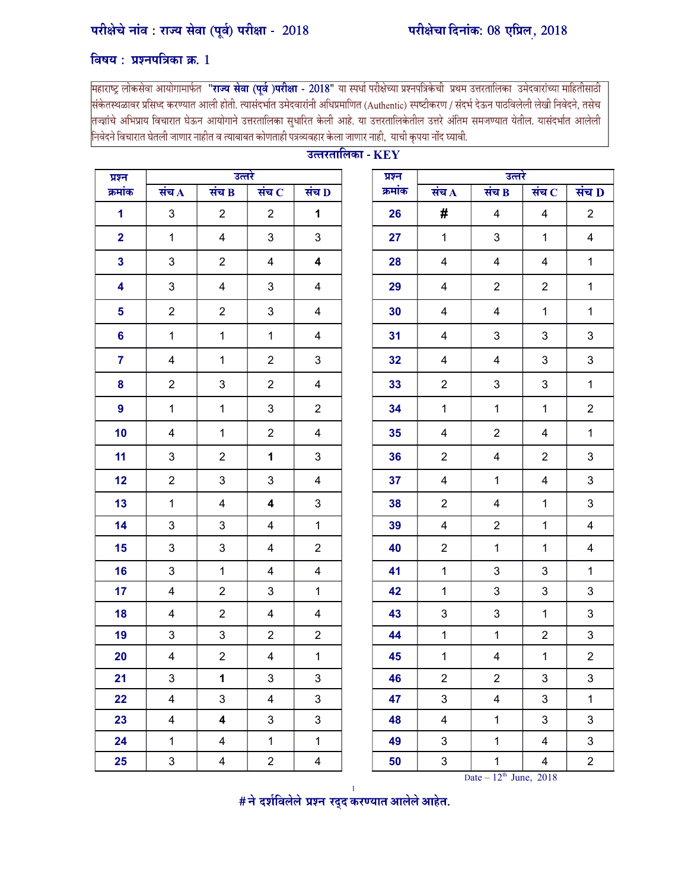**परीक्षेचे नांव : राज्य सेवा (पूर्व) परीक्षा - 2018** **परीक्षेचा दिनांक: 08 एप्रिल, 2018**

**विषय : प्रश्नपत्रिका क्र. 1**

महाराष्ट्र लोकसेवा आयोगामार्फत **"राज्य सेवा (पूर्व )परीक्षा - 2018"** या स्पर्धा परीक्षेच्या प्रश्नपत्रिकेची प्रथम उत्तरतालिका उमेदवारांच्या माहितीसाठी संकेतस्थळावर प्रसिध्द करण्यात आली होती. त्यासंदर्भात उमेदवारांनी अधिप्रमाणित (Authentic) स्पष्टीकरण / संदर्भ देऊन पाठविलेली लेखी निवेदने, तसेच तज्ज्ञांचे अभिप्राय विचारात घेऊन आयोगाने उत्तरतालिका सुधारित केली आहे. या उत्तरतालिकेतील उत्तरे अंतिम समजण्यात येतील. यासंदर्भात आलेली निवेदने विचारात घेतली जाणार नाहीत व त्याबाबत कोणताही पत्रव्यवहार केला जाणार नाही, याची कृपया नोंद घ्यावी.

**उत्तरतालिका - KEY**

| प्रश्न क्रमांक | उत्तरे संच A | संच B | संच C | संच D |
|---|---|---|---|---|
| 1 | 3 | 2 | 2 | 1 |
| 2 | 1 | 4 | 3 | 3 |
| 3 | 3 | 2 | 4 | 4 |
| 4 | 3 | 4 | 3 | 4 |
| 5 | 2 | 2 | 3 | 4 |
| 6 | 1 | 1 | 1 | 4 |
| 7 | 4 | 1 | 2 | 3 |
| 8 | 2 | 3 | 2 | 4 |
| 9 | 1 | 1 | 3 | 2 |
| 10 | 4 | 1 | 2 | 4 |
| 11 | 3 | 2 | 1 | 3 |
| 12 | 2 | 3 | 3 | 4 |
| 13 | 1 | 4 | 4 | 3 |
| 14 | 3 | 3 | 4 | 1 |
| 15 | 3 | 3 | 4 | 2 |
| 16 | 3 | 1 | 4 | 4 |
| 17 | 4 | 2 | 3 | 1 |
| 18 | 4 | 2 | 4 | 4 |
| 19 | 3 | 3 | 2 | 2 |
| 20 | 4 | 2 | 4 | 1 |
| 21 | 3 | 1 | 3 | 3 |
| 22 | 4 | 3 | 4 | 3 |
| 23 | 4 | 4 | 3 | 3 |
| 24 | 1 | 4 | 1 | 1 |
| 25 | 3 | 4 | 2 | 4 |
| 26 | # | 4 | 4 | 2 |
| 27 | 1 | 3 | 1 | 4 |
| 28 | 4 | 4 | 4 | 1 |
| 29 | 4 | 2 | 2 | 1 |
| 30 | 4 | 4 | 1 | 1 |
| 31 | 4 | 3 | 3 | 3 |
| 32 | 4 | 4 | 3 | 3 |
| 33 | 2 | 3 | 3 | 1 |
| 34 | 1 | 1 | 1 | 2 |
| 35 | 4 | 2 | 4 | 1 |
| 36 | 2 | 4 | 2 | 3 |
| 37 | 4 | 1 | 4 | 3 |
| 38 | 2 | 4 | 1 | 3 |
| 39 | 4 | 2 | 1 | 4 |
| 40 | 2 | 1 | 1 | 4 |
| 41 | 1 | 3 | 3 | 1 |
| 42 | 1 | 3 | 3 | 3 |
| 43 | 3 | 3 | 1 | 3 |
| 44 | 1 | 1 | 2 | 3 |
| 45 | 1 | 4 | 1 | 2 |
| 46 | 2 | 2 | 3 | 3 |
| 47 | 3 | 4 | 3 | 1 |
| 48 | 4 | 1 | 3 | 3 |
| 49 | 3 | 1 | 4 | 3 |
| 50 | 3 | 1 | 4 | 2 |

Date – 12th June, 2018

**# ने दर्शविलेले प्रश्न रद्द करण्यात आलेले आहेत.**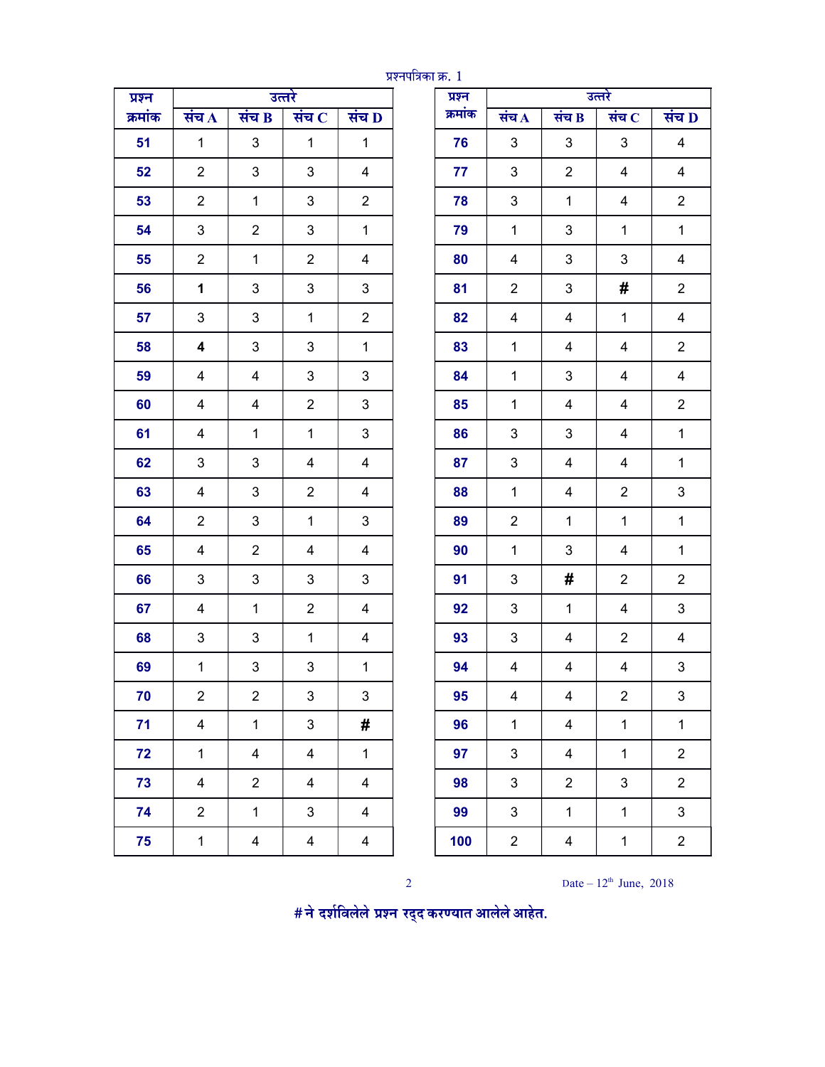प्रश्नपत्रिका क्र. 1

| प्रश्न क्रमांक | उत्तरे | | | |
|---|---|---|---|---|
| | संच A | संच B | संच C | संच D |
| **51** | 1 | 3 | 1 | 1 |
| **52** | 2 | 3 | 3 | 4 |
| **53** | 2 | 1 | 3 | 2 |
| **54** | 3 | 2 | 3 | 1 |
| **55** | 2 | 1 | 2 | 4 |
| **56** | **1** | 3 | 3 | 3 |
| **57** | 3 | 3 | 1 | 2 |
| **58** | **4** | 3 | 3 | 1 |
| **59** | 4 | 4 | 3 | 3 |
| **60** | 4 | 4 | 2 | 3 |
| **61** | 4 | 1 | 1 | 3 |
| **62** | 3 | 3 | 4 | 4 |
| **63** | 4 | 3 | 2 | 4 |
| **64** | 2 | 3 | 1 | 3 |
| **65** | 4 | 2 | 4 | 4 |
| **66** | 3 | 3 | 3 | 3 |
| **67** | 4 | 1 | 2 | 4 |
| **68** | 3 | 3 | 1 | 4 |
| **69** | 1 | 3 | 3 | 1 |
| **70** | 2 | 2 | 3 | 3 |
| **71** | 4 | 1 | 3 | **#** |
| **72** | 1 | 4 | 4 | 1 |
| **73** | 4 | 2 | 4 | 4 |
| **74** | 2 | 1 | 3 | 4 |
| **75** | 1 | 4 | 4 | 4 |

| प्रश्न क्रमांक | उत्तरे | | | |
|---|---|---|---|---|
| | संच A | संच B | संच C | संच D |
| **76** | 3 | 3 | 3 | 4 |
| **77** | 3 | 2 | 4 | 4 |
| **78** | 3 | 1 | 4 | 2 |
| **79** | 1 | 3 | 1 | 1 |
| **80** | 4 | 3 | 3 | 4 |
| **81** | 2 | 3 | **#** | 2 |
| **82** | 4 | 4 | 1 | 4 |
| **83** | 1 | 4 | 4 | 2 |
| **84** | 1 | 3 | 4 | 4 |
| **85** | 1 | 4 | 4 | 2 |
| **86** | 3 | 3 | 4 | 1 |
| **87** | 3 | 4 | 4 | 1 |
| **88** | 1 | 4 | 2 | 3 |
| **89** | 2 | 1 | 1 | 1 |
| **90** | 1 | 3 | 4 | 1 |
| **91** | 3 | **#** | 2 | 2 |
| **92** | 3 | 1 | 4 | 3 |
| **93** | 3 | 4 | 2 | 4 |
| **94** | 4 | 4 | 4 | 3 |
| **95** | 4 | 4 | 2 | 3 |
| **96** | 1 | 4 | 1 | 1 |
| **97** | 3 | 4 | 1 | 2 |
| **98** | 3 | 2 | 3 | 2 |
| **99** | 3 | 1 | 1 | 3 |
| **100** | 2 | 4 | 1 | 2 |

Date – 12th June, 2018

**# ने दर्शविलेले प्रश्न रद्द करण्यात आलेले आहेत.**